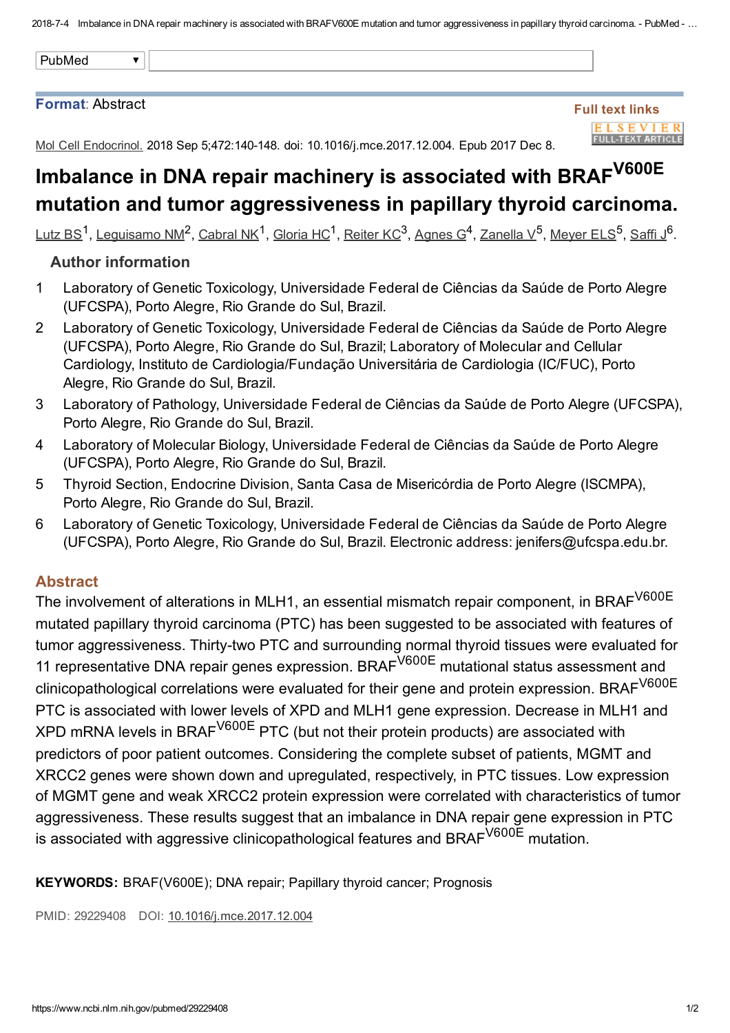PubMed

**Format**: Abstract

Full text links

Mol Cell Endocrinol. 2018 Sep 5;472:140-148. doi: 10.1016/j.mce.2017.12.004. Epub 2017 Dec 8.

# Imbalance in DNA repair machinery is associated with BRAF$^{V600E}$ mutation and tumor aggressiveness in papillary thyroid carcinoma.

Lutz BS[1], Leguisamo NM[2], Cabral NK[1], Gloria HC[1], Reiter KC[3], Agnes G[4], Zanella V[5], Meyer ELS[5], Saffi J[6].

### Author information

1. Laboratory of Genetic Toxicology, Universidade Federal de Ciências da Saúde de Porto Alegre (UFCSPA), Porto Alegre, Rio Grande do Sul, Brazil.
2. Laboratory of Genetic Toxicology, Universidade Federal de Ciências da Saúde de Porto Alegre (UFCSPA), Porto Alegre, Rio Grande do Sul, Brazil; Laboratory of Molecular and Cellular Cardiology, Instituto de Cardiologia/Fundação Universitária de Cardiologia (IC/FUC), Porto Alegre, Rio Grande do Sul, Brazil.
3. Laboratory of Pathology, Universidade Federal de Ciências da Saúde de Porto Alegre (UFCSPA), Porto Alegre, Rio Grande do Sul, Brazil.
4. Laboratory of Molecular Biology, Universidade Federal de Ciências da Saúde de Porto Alegre (UFCSPA), Porto Alegre, Rio Grande do Sul, Brazil.
5. Thyroid Section, Endocrine Division, Santa Casa de Misericórdia de Porto Alegre (ISCMPA), Porto Alegre, Rio Grande do Sul, Brazil.
6. Laboratory of Genetic Toxicology, Universidade Federal de Ciências da Saúde de Porto Alegre (UFCSPA), Porto Alegre, Rio Grande do Sul, Brazil. Electronic address: jenifers@ufcspa.edu.br.

## Abstract

The involvement of alterations in MLH1, an essential mismatch repair component, in BRAF$^{V600E}$ mutated papillary thyroid carcinoma (PTC) has been suggested to be associated with features of tumor aggressiveness. Thirty-two PTC and surrounding normal thyroid tissues were evaluated for 11 representative DNA repair genes expression. BRAF$^{V600E}$ mutational status assessment and clinicopathological correlations were evaluated for their gene and protein expression. BRAF$^{V600E}$ PTC is associated with lower levels of XPD and MLH1 gene expression. Decrease in MLH1 and XPD mRNA levels in BRAF$^{V600E}$ PTC (but not their protein products) are associated with predictors of poor patient outcomes. Considering the complete subset of patients, MGMT and XRCC2 genes were shown down and upregulated, respectively, in PTC tissues. Low expression of MGMT gene and weak XRCC2 protein expression were correlated with characteristics of tumor aggressiveness. These results suggest that an imbalance in DNA repair gene expression in PTC is associated with aggressive clinicopathological features and BRAF$^{V600E}$ mutation.

**KEYWORDS:** BRAF(V600E); DNA repair; Papillary thyroid cancer; Prognosis

PMID: 29229408 DOI: 10.1016/j.mce.2017.12.004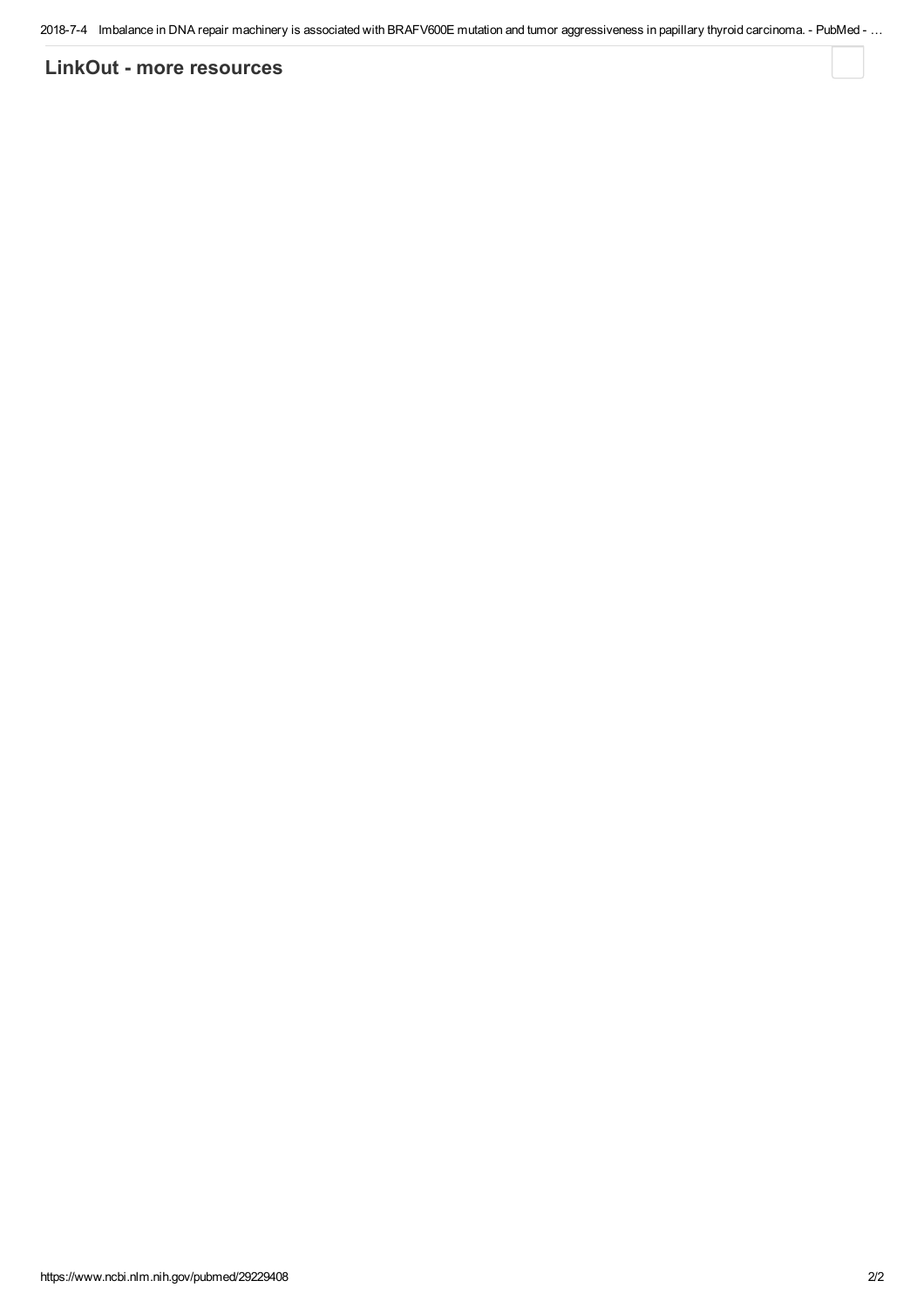## LinkOut - more resources